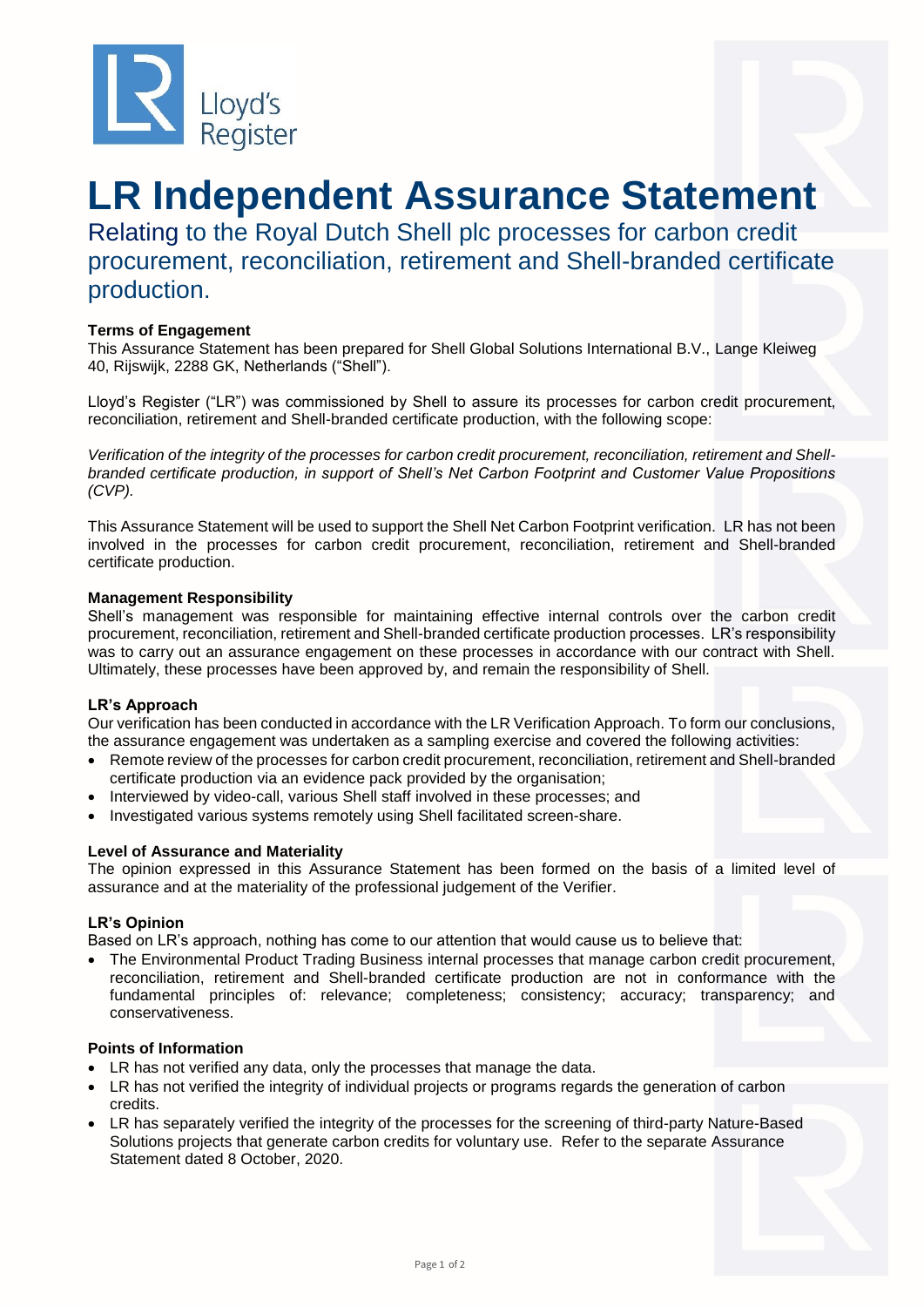Lloyd's Register

# LR Independent Assurance Statement

## Relating to the Royal Dutch Shell plc processes for carbon credit procurement, reconciliation, retirement and Shell-branded certificate production.

### Terms of Engagement

This Assurance Statement has been prepared for Shell Global Solutions International B.V., Lange Kleiweg 40, Rijswijk, 2288 GK, Netherlands ("Shell").

Lloyd's Register ("LR") was commissioned by Shell to assure its processes for carbon credit procurement, reconciliation, retirement and Shell-branded certificate production, with the following scope:

*Verification of the integrity of the processes for carbon credit procurement, reconciliation, retirement and Shell-branded certificate production, in support of Shell's Net Carbon Footprint and Customer Value Propositions (CVP).*

This Assurance Statement will be used to support the Shell Net Carbon Footprint verification. LR has not been involved in the processes for carbon credit procurement, reconciliation, retirement and Shell-branded certificate production.

### Management Responsibility

Shell's management was responsible for maintaining effective internal controls over the carbon credit procurement, reconciliation, retirement and Shell-branded certificate production processes. LR's responsibility was to carry out an assurance engagement on these processes in accordance with our contract with Shell. Ultimately, these processes have been approved by, and remain the responsibility of Shell.

### LR's Approach

Our verification has been conducted in accordance with the LR Verification Approach. To form our conclusions, the assurance engagement was undertaken as a sampling exercise and covered the following activities:

- Remote review of the processes for carbon credit procurement, reconciliation, retirement and Shell-branded certificate production via an evidence pack provided by the organisation;
- Interviewed by video-call, various Shell staff involved in these processes; and
- Investigated various systems remotely using Shell facilitated screen-share.

### Level of Assurance and Materiality

The opinion expressed in this Assurance Statement has been formed on the basis of a limited level of assurance and at the materiality of the professional judgement of the Verifier.

### LR's Opinion

Based on LR's approach, nothing has come to our attention that would cause us to believe that:

- The Environmental Product Trading Business internal processes that manage carbon credit procurement, reconciliation, retirement and Shell-branded certificate production are not in conformance with the fundamental principles of: relevance; completeness; consistency; accuracy; transparency; and conservativeness.

### Points of Information

- LR has not verified any data, only the processes that manage the data.
- LR has not verified the integrity of individual projects or programs regards the generation of carbon credits.
- LR has separately verified the integrity of the processes for the screening of third-party Nature-Based Solutions projects that generate carbon credits for voluntary use. Refer to the separate Assurance Statement dated 8 October, 2020.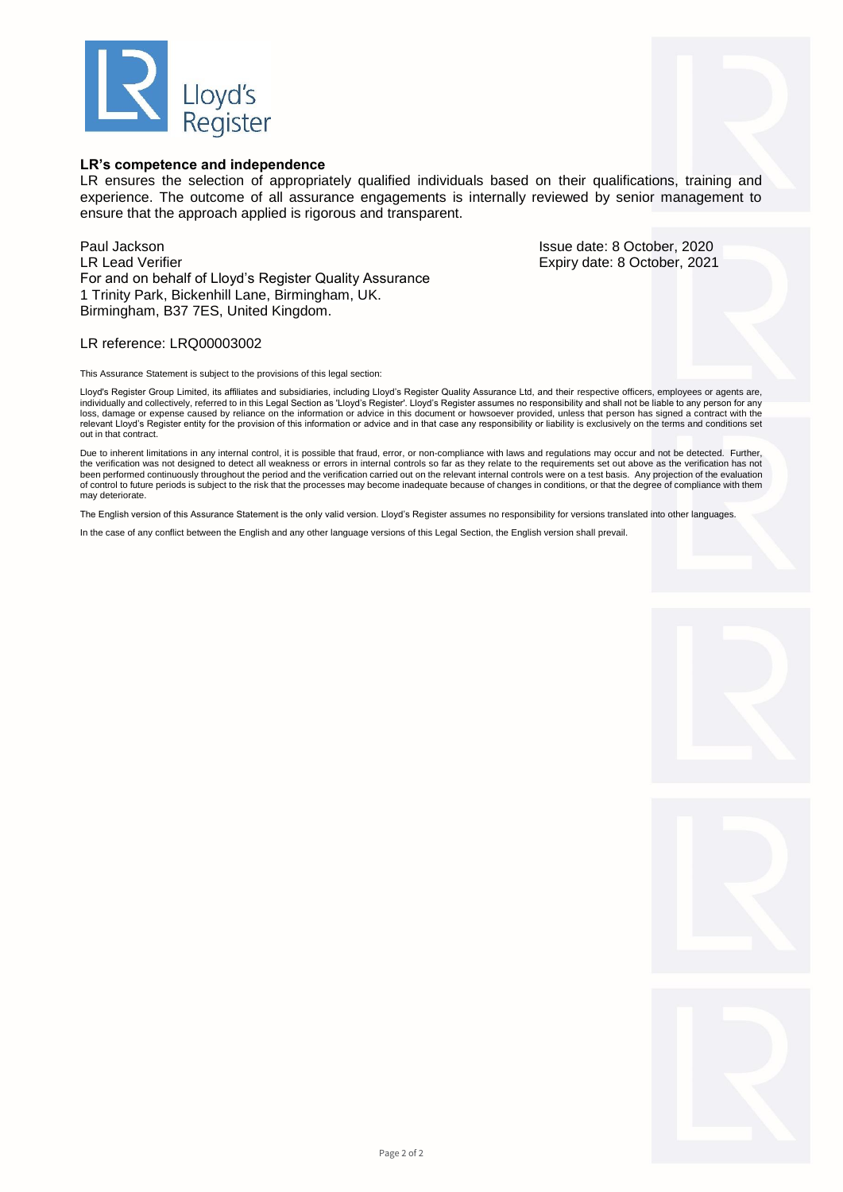**LR's competence and independence**

LR ensures the selection of appropriately qualified individuals based on their qualifications, training and experience. The outcome of all assurance engagements is internally reviewed by senior management to ensure that the approach applied is rigorous and transparent.

Paul Jackson
LR Lead Verifier
For and on behalf of Lloyd's Register Quality Assurance
1 Trinity Park, Bickenhill Lane, Birmingham, UK.
Birmingham, B37 7ES, United Kingdom.

Issue date: 8 October, 2020
Expiry date: 8 October, 2021

LR reference: LRQ00003002

This Assurance Statement is subject to the provisions of this legal section:

Lloyd's Register Group Limited, its affiliates and subsidiaries, including Lloyd's Register Quality Assurance Ltd, and their respective officers, employees or agents are, individually and collectively, referred to in this Legal Section as 'Lloyd's Register'. Lloyd's Register assumes no responsibility and shall not be liable to any person for any loss, damage or expense caused by reliance on the information or advice in this document or howsoever provided, unless that person has signed a contract with the relevant Lloyd's Register entity for the provision of this information or advice and in that case any responsibility or liability is exclusively on the terms and conditions set out in that contract.

Due to inherent limitations in any internal control, it is possible that fraud, error, or non-compliance with laws and regulations may occur and not be detected. Further, the verification was not designed to detect all weakness or errors in internal controls so far as they relate to the requirements set out above as the verification has not been performed continuously throughout the period and the verification carried out on the relevant internal controls were on a test basis. Any projection of the evaluation of control to future periods is subject to the risk that the processes may become inadequate because of changes in conditions, or that the degree of compliance with them may deteriorate.

The English version of this Assurance Statement is the only valid version. Lloyd's Register assumes no responsibility for versions translated into other languages.

In the case of any conflict between the English and any other language versions of this Legal Section, the English version shall prevail.